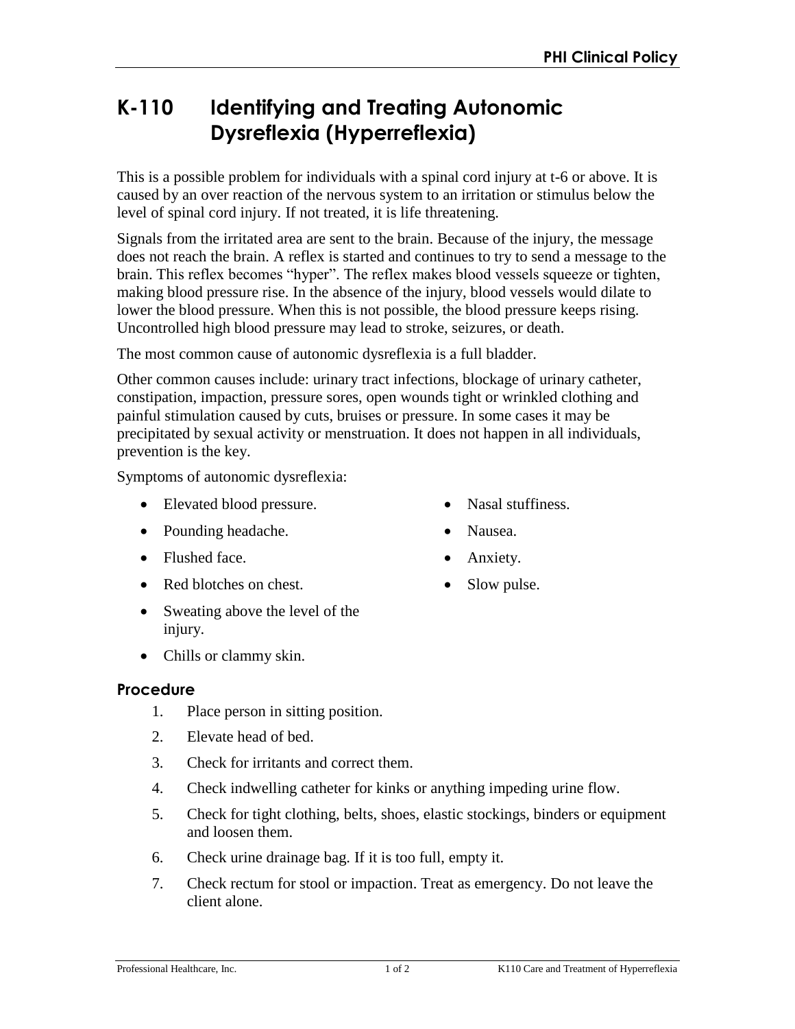# K-110 Identifying and Treating Autonomic Dysreflexia (Hyperreflexia)

This is a possible problem for individuals with a spinal cord injury at t-6 or above. It is caused by an over reaction of the nervous system to an irritation or stimulus below the level of spinal cord injury. If not treated, it is life threatening.

Signals from the irritated area are sent to the brain. Because of the injury, the message does not reach the brain. A reflex is started and continues to try to send a message to the brain. This reflex becomes "hyper". The reflex makes blood vessels squeeze or tighten, making blood pressure rise. In the absence of the injury, blood vessels would dilate to lower the blood pressure. When this is not possible, the blood pressure keeps rising. Uncontrolled high blood pressure may lead to stroke, seizures, or death.

The most common cause of autonomic dysreflexia is a full bladder.

Other common causes include: urinary tract infections, blockage of urinary catheter, constipation, impaction, pressure sores, open wounds tight or wrinkled clothing and painful stimulation caused by cuts, bruises or pressure. In some cases it may be precipitated by sexual activity or menstruation. It does not happen in all individuals, prevention is the key.

Symptoms of autonomic dysreflexia:

- Elevated blood pressure.
- Pounding headache.
- Flushed face.
- Red blotches on chest.
- Sweating above the level of the injury.
- Chills or clammy skin.
- Nasal stuffiness.
- Nausea.
- Anxiety.
- Slow pulse.

### Procedure

1. Place person in sitting position.
2. Elevate head of bed.
3. Check for irritants and correct them.
4. Check indwelling catheter for kinks or anything impeding urine flow.
5. Check for tight clothing, belts, shoes, elastic stockings, binders or equipment and loosen them.
6. Check urine drainage bag. If it is too full, empty it.
7. Check rectum for stool or impaction. Treat as emergency. Do not leave the client alone.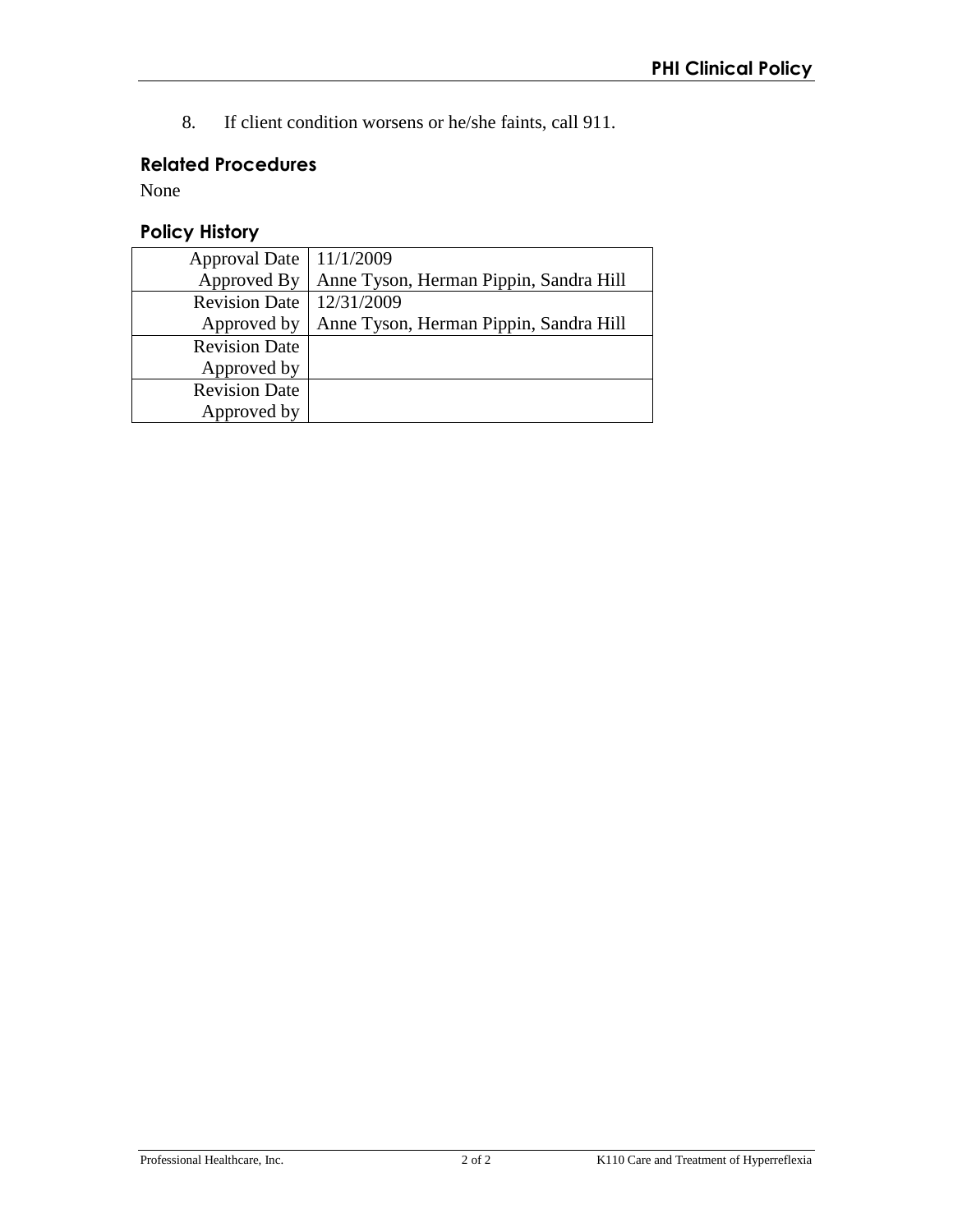8. If client condition worsens or he/she faints, call 911.

## Related Procedures

None

## Policy History

| | |
|---|---|
| Approval Date | 11/1/2009 |
| Approved By | Anne Tyson, Herman Pippin, Sandra Hill |
| Revision Date | 12/31/2009 |
| Approved by | Anne Tyson, Herman Pippin, Sandra Hill |
| Revision Date | |
| Approved by | |
| Revision Date | |
| Approved by | |